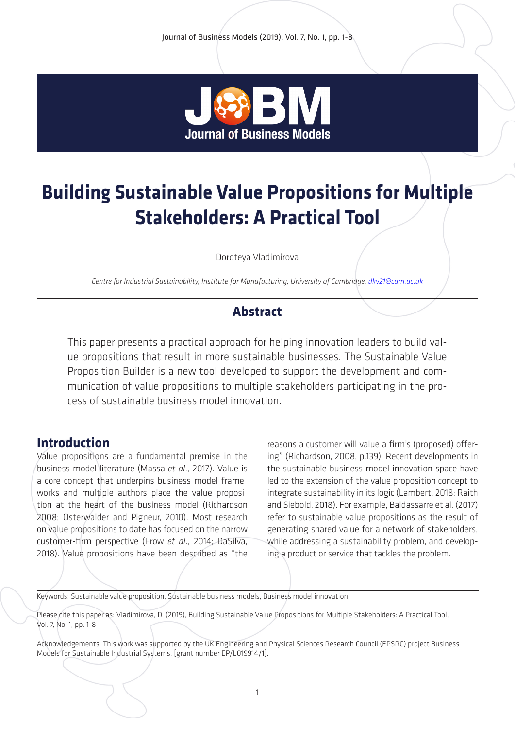# Building Sustainable Value Propositions for Multiple Stakeholders: A Practical Tool

Doroteya Vladimirova

*Centre for Industrial Sustainability, Institute for Manufacturing, University of Cambridge, dkv21@cam.ac.uk*

## Abstract

This paper presents a practical approach for helping innovation leaders to build value propositions that result in more sustainable businesses. The Sustainable Value Proposition Builder is a new tool developed to support the development and communication of value propositions to multiple stakeholders participating in the process of sustainable business model innovation.

## Introduction

Value propositions are a fundamental premise in the business model literature (Massa *et al*., 2017). Value is a core concept that underpins business model frameworks and multiple authors place the value proposition at the heart of the business model (Richardson 2008; Osterwalder and Pigneur, 2010). Most research on value propositions to date has focused on the narrow customer-firm perspective (Frow *et al*., 2014; DaSilva, 2018). Value propositions have been described as "the reasons a customer will value a firm's (proposed) offering" (Richardson, 2008, p.139). Recent developments in the sustainable business model innovation space have led to the extension of the value proposition concept to integrate sustainability in its logic (Lambert, 2018; Raith and Siebold, 2018). For example, Baldassarre et al. (2017) refer to sustainable value propositions as the result of generating shared value for a network of stakeholders, while addressing a sustainability problem, and developing a product or service that tackles the problem.

Keywords: Sustainable value proposition, Sustainable business models, Business model innovation

Please cite this paper as: Vladimirova, D. (2019), Building Sustainable Value Propositions for Multiple Stakeholders: A Practical Tool, Vol. 7, No. 1, pp. 1-8

Acknowledgements: This work was supported by the UK Engineering and Physical Sciences Research Council (EPSRC) project Business Models for Sustainable Industrial Systems, [grant number EP/L019914/1].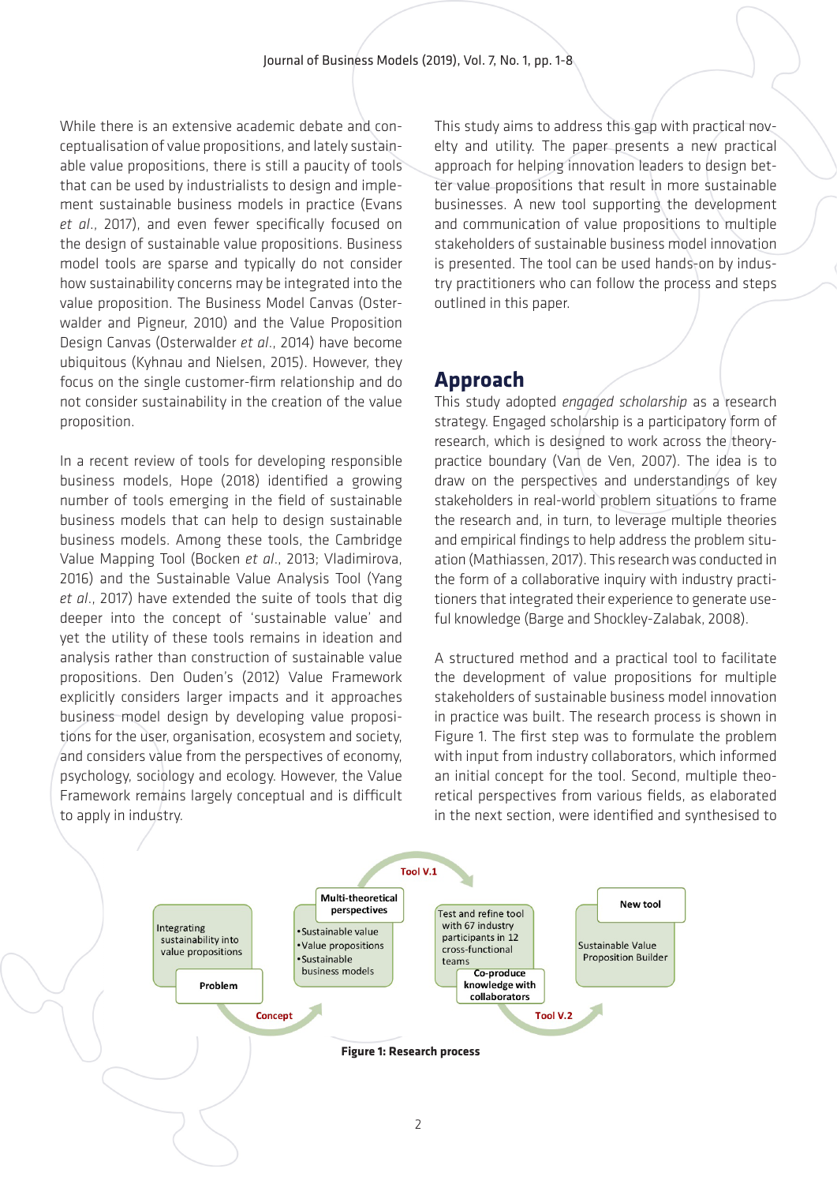While there is an extensive academic debate and conceptualisation of value propositions, and lately sustainable value propositions, there is still a paucity of tools that can be used by industrialists to design and implement sustainable business models in practice (Evans *et al*., 2017), and even fewer specifically focused on the design of sustainable value propositions. Business model tools are sparse and typically do not consider how sustainability concerns may be integrated into the value proposition. The Business Model Canvas (Osterwalder and Pigneur, 2010) and the Value Proposition Design Canvas (Osterwalder *et al*., 2014) have become ubiquitous (Kyhnau and Nielsen, 2015). However, they focus on the single customer-firm relationship and do not consider sustainability in the creation of the value proposition.

In a recent review of tools for developing responsible business models, Hope (2018) identified a growing number of tools emerging in the field of sustainable business models that can help to design sustainable business models. Among these tools, the Cambridge Value Mapping Tool (Bocken *et al*., 2013; Vladimirova, 2016) and the Sustainable Value Analysis Tool (Yang *et al*., 2017) have extended the suite of tools that dig deeper into the concept of 'sustainable value' and yet the utility of these tools remains in ideation and analysis rather than construction of sustainable value propositions. Den Ouden's (2012) Value Framework explicitly considers larger impacts and it approaches business model design by developing value propositions for the user, organisation, ecosystem and society, and considers value from the perspectives of economy, psychology, sociology and ecology. However, the Value Framework remains largely conceptual and is difficult to apply in industry.

This study aims to address this gap with practical novelty and utility. The paper presents a new practical approach for helping innovation leaders to design better value propositions that result in more sustainable businesses. A new tool supporting the development and communication of value propositions to multiple stakeholders of sustainable business model innovation is presented. The tool can be used hands-on by industry practitioners who can follow the process and steps outlined in this paper.

## Approach

This study adopted *engaged scholarship* as a research strategy. Engaged scholarship is a participatory form of research, which is designed to work across the theory-practice boundary (Van de Ven, 2007). The idea is to draw on the perspectives and understandings of key stakeholders in real-world problem situations to frame the research and, in turn, to leverage multiple theories and empirical findings to help address the problem situation (Mathiassen, 2017). This research was conducted in the form of a collaborative inquiry with industry practitioners that integrated their experience to generate useful knowledge (Barge and Shockley-Zalabak, 2008).

A structured method and a practical tool to facilitate the development of value propositions for multiple stakeholders of sustainable business model innovation in practice was built. The research process is shown in Figure 1. The first step was to formulate the problem with input from industry collaborators, which informed an initial concept for the tool. Second, multiple theoretical perspectives from various fields, as elaborated in the next section, were identified and synthesised to

Problem: Integrating sustainability into value propositions → Concept → Multi-theoretical perspectives: • Sustainable value • Value propositions • Sustainable business models → Tool V.1 → Co-produce knowledge with collaborators: Test and refine tool with 67 industry participants in 12 cross-functional teams → Tool V.2 → New tool: Sustainable Value Proposition Builder

**Figure 1: Research process**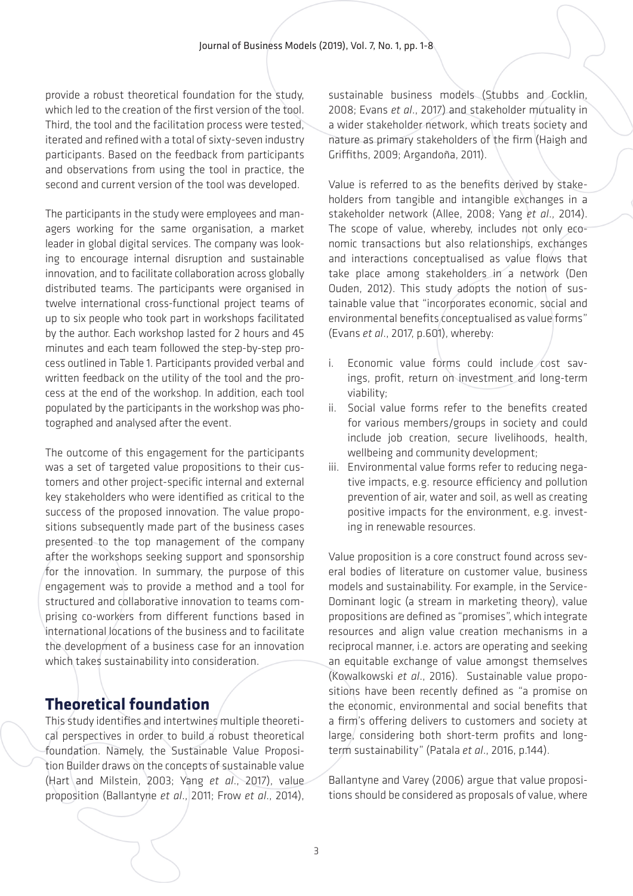provide a robust theoretical foundation for the study, which led to the creation of the first version of the tool. Third, the tool and the facilitation process were tested, iterated and refined with a total of sixty-seven industry participants. Based on the feedback from participants and observations from using the tool in practice, the second and current version of the tool was developed.

The participants in the study were employees and managers working for the same organisation, a market leader in global digital services. The company was looking to encourage internal disruption and sustainable innovation, and to facilitate collaboration across globally distributed teams. The participants were organised in twelve international cross-functional project teams of up to six people who took part in workshops facilitated by the author. Each workshop lasted for 2 hours and 45 minutes and each team followed the step-by-step process outlined in Table 1. Participants provided verbal and written feedback on the utility of the tool and the process at the end of the workshop. In addition, each tool populated by the participants in the workshop was photographed and analysed after the event.

The outcome of this engagement for the participants was a set of targeted value propositions to their customers and other project-specific internal and external key stakeholders who were identified as critical to the success of the proposed innovation. The value propositions subsequently made part of the business cases presented to the top management of the company after the workshops seeking support and sponsorship for the innovation. In summary, the purpose of this engagement was to provide a method and a tool for structured and collaborative innovation to teams comprising co-workers from different functions based in international locations of the business and to facilitate the development of a business case for an innovation which takes sustainability into consideration.

## Theoretical foundation

This study identifies and intertwines multiple theoretical perspectives in order to build a robust theoretical foundation. Namely, the Sustainable Value Proposition Builder draws on the concepts of sustainable value (Hart and Milstein, 2003; Yang *et al*., 2017), value proposition (Ballantyne *et al*., 2011; Frow *et al*., 2014), sustainable business models (Stubbs and Cocklin, 2008; Evans *et al*., 2017) and stakeholder mutuality in a wider stakeholder network, which treats society and nature as primary stakeholders of the firm (Haigh and Griffiths, 2009; Argandoña, 2011).

Value is referred to as the benefits derived by stakeholders from tangible and intangible exchanges in a stakeholder network (Allee, 2008; Yang *et al*., 2014). The scope of value, whereby, includes not only economic transactions but also relationships, exchanges and interactions conceptualised as value flows that take place among stakeholders in a network (Den Ouden, 2012). This study adopts the notion of sustainable value that "incorporates economic, social and environmental benefits conceptualised as value forms" (Evans *et al*., 2017, p.601), whereby:

i. Economic value forms could include cost savings, profit, return on investment and long-term viability;
ii. Social value forms refer to the benefits created for various members/groups in society and could include job creation, secure livelihoods, health, wellbeing and community development;
iii. Environmental value forms refer to reducing negative impacts, e.g. resource efficiency and pollution prevention of air, water and soil, as well as creating positive impacts for the environment, e.g. investing in renewable resources.

Value proposition is a core construct found across several bodies of literature on customer value, business models and sustainability. For example, in the Service-Dominant logic (a stream in marketing theory), value propositions are defined as "promises", which integrate resources and align value creation mechanisms in a reciprocal manner, i.e. actors are operating and seeking an equitable exchange of value amongst themselves (Kowalkowski *et al*., 2016). Sustainable value propositions have been recently defined as "a promise on the economic, environmental and social benefits that a firm's offering delivers to customers and society at large, considering both short-term profits and long-term sustainability" (Patala *et al*., 2016, p.144).

Ballantyne and Varey (2006) argue that value propositions should be considered as proposals of value, where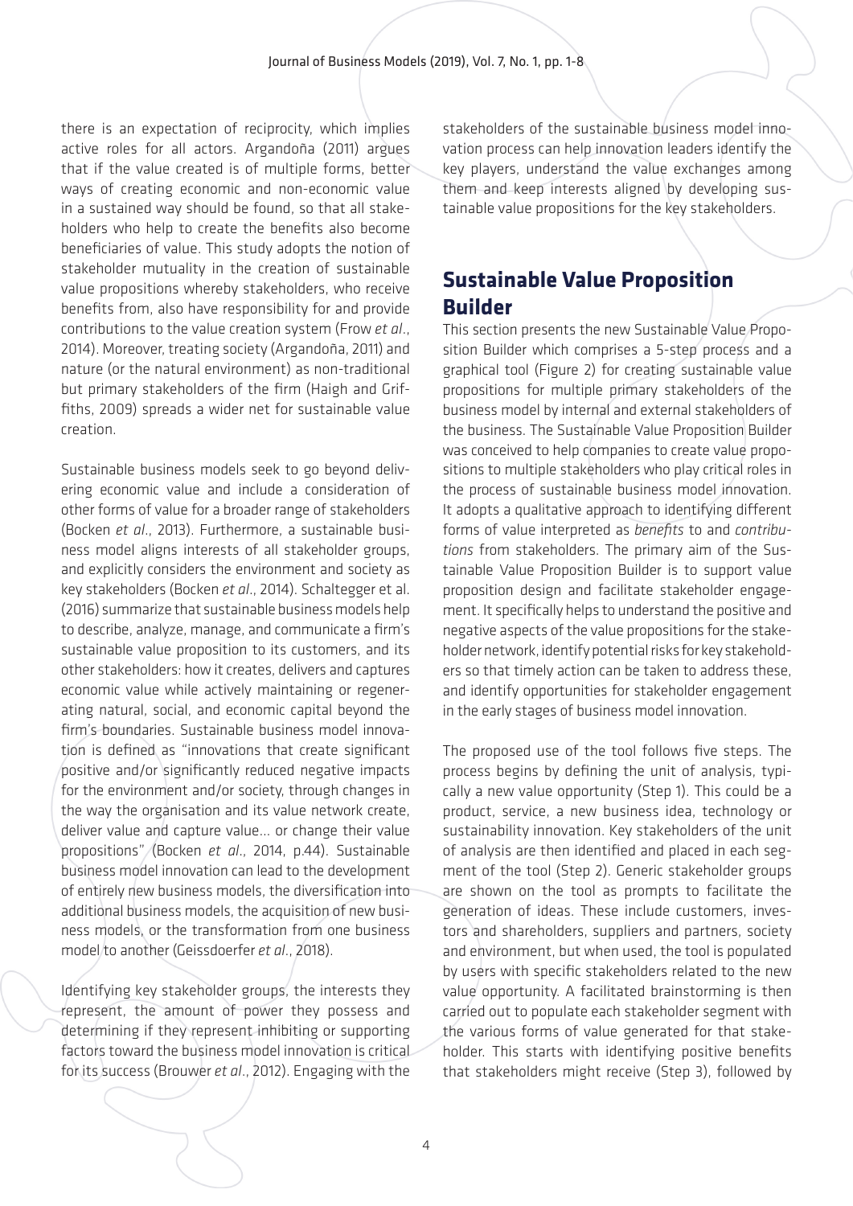there is an expectation of reciprocity, which implies active roles for all actors. Argandoña (2011) argues that if the value created is of multiple forms, better ways of creating economic and non-economic value in a sustained way should be found, so that all stakeholders who help to create the benefits also become beneficiaries of value. This study adopts the notion of stakeholder mutuality in the creation of sustainable value propositions whereby stakeholders, who receive benefits from, also have responsibility for and provide contributions to the value creation system (Frow *et al*., 2014). Moreover, treating society (Argandoña, 2011) and nature (or the natural environment) as non-traditional but primary stakeholders of the firm (Haigh and Griffiths, 2009) spreads a wider net for sustainable value creation.

Sustainable business models seek to go beyond delivering economic value and include a consideration of other forms of value for a broader range of stakeholders (Bocken *et al*., 2013). Furthermore, a sustainable business model aligns interests of all stakeholder groups, and explicitly considers the environment and society as key stakeholders (Bocken *et al*., 2014). Schaltegger et al. (2016) summarize that sustainable business models help to describe, analyze, manage, and communicate a firm's sustainable value proposition to its customers, and its other stakeholders: how it creates, delivers and captures economic value while actively maintaining or regenerating natural, social, and economic capital beyond the firm's boundaries. Sustainable business model innovation is defined as "innovations that create significant positive and/or significantly reduced negative impacts for the environment and/or society, through changes in the way the organisation and its value network create, deliver value and capture value… or change their value propositions" (Bocken *et al*., 2014, p.44). Sustainable business model innovation can lead to the development of entirely new business models, the diversification into additional business models, the acquisition of new business models, or the transformation from one business model to another (Geissdoerfer *et al*., 2018).

Identifying key stakeholder groups, the interests they represent, the amount of power they possess and determining if they represent inhibiting or supporting factors toward the business model innovation is critical for its success (Brouwer *et al*., 2012). Engaging with the stakeholders of the sustainable business model innovation process can help innovation leaders identify the key players, understand the value exchanges among them and keep interests aligned by developing sustainable value propositions for the key stakeholders.

## Sustainable Value Proposition Builder

This section presents the new Sustainable Value Proposition Builder which comprises a 5-step process and a graphical tool (Figure 2) for creating sustainable value propositions for multiple primary stakeholders of the business model by internal and external stakeholders of the business. The Sustainable Value Proposition Builder was conceived to help companies to create value propositions to multiple stakeholders who play critical roles in the process of sustainable business model innovation. It adopts a qualitative approach to identifying different forms of value interpreted as *benefits* to and *contributions* from stakeholders. The primary aim of the Sustainable Value Proposition Builder is to support value proposition design and facilitate stakeholder engagement. It specifically helps to understand the positive and negative aspects of the value propositions for the stakeholder network, identify potential risks for key stakeholders so that timely action can be taken to address these, and identify opportunities for stakeholder engagement in the early stages of business model innovation.

The proposed use of the tool follows five steps. The process begins by defining the unit of analysis, typically a new value opportunity (Step 1). This could be a product, service, a new business idea, technology or sustainability innovation. Key stakeholders of the unit of analysis are then identified and placed in each segment of the tool (Step 2). Generic stakeholder groups are shown on the tool as prompts to facilitate the generation of ideas. These include customers, investors and shareholders, suppliers and partners, society and environment, but when used, the tool is populated by users with specific stakeholders related to the new value opportunity. A facilitated brainstorming is then carried out to populate each stakeholder segment with the various forms of value generated for that stakeholder. This starts with identifying positive benefits that stakeholders might receive (Step 3), followed by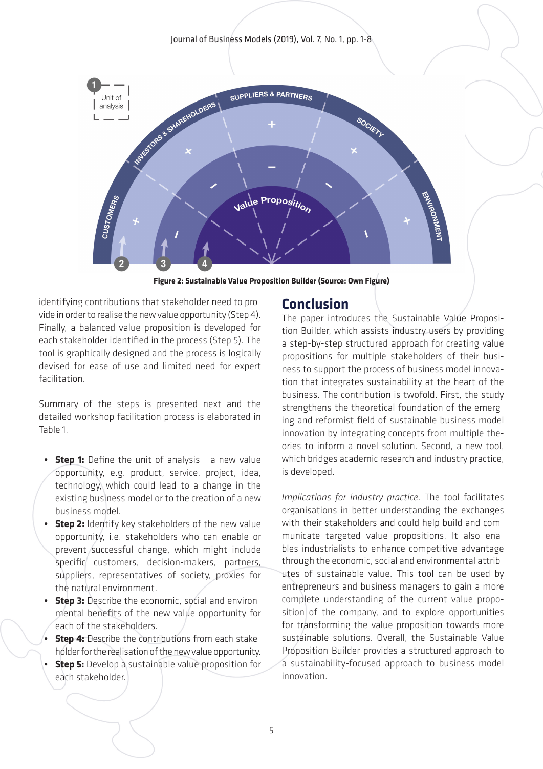Figure 2: Sustainable Value Proposition Builder (Source: Own Figure)

identifying contributions that stakeholder need to provide in order to realise the new value opportunity (Step 4). Finally, a balanced value proposition is developed for each stakeholder identified in the process (Step 5). The tool is graphically designed and the process is logically devised for ease of use and limited need for expert facilitation.

Summary of the steps is presented next and the detailed workshop facilitation process is elaborated in Table 1.

- **Step 1:** Define the unit of analysis - a new value opportunity, e.g. product, service, project, idea, technology, which could lead to a change in the existing business model or to the creation of a new business model.
- **Step 2:** Identify key stakeholders of the new value opportunity, i.e. stakeholders who can enable or prevent successful change, which might include specific customers, decision-makers, partners, suppliers, representatives of society, proxies for the natural environment.
- **Step 3:** Describe the economic, social and environmental benefits of the new value opportunity for each of the stakeholders.
- **Step 4:** Describe the contributions from each stakeholder for the realisation of the new value opportunity.
- **Step 5:** Develop a sustainable value proposition for each stakeholder.

## Conclusion

The paper introduces the Sustainable Value Proposition Builder, which assists industry users by providing a step-by-step structured approach for creating value propositions for multiple stakeholders of their business to support the process of business model innovation that integrates sustainability at the heart of the business. The contribution is twofold. First, the study strengthens the theoretical foundation of the emerging and reformist field of sustainable business model innovation by integrating concepts from multiple theories to inform a novel solution. Second, a new tool, which bridges academic research and industry practice, is developed.

*Implications for industry practice.* The tool facilitates organisations in better understanding the exchanges with their stakeholders and could help build and communicate targeted value propositions. It also enables industrialists to enhance competitive advantage through the economic, social and environmental attributes of sustainable value. This tool can be used by entrepreneurs and business managers to gain a more complete understanding of the current value proposition of the company, and to explore opportunities for transforming the value proposition towards more sustainable solutions. Overall, the Sustainable Value Proposition Builder provides a structured approach to a sustainability-focused approach to business model innovation.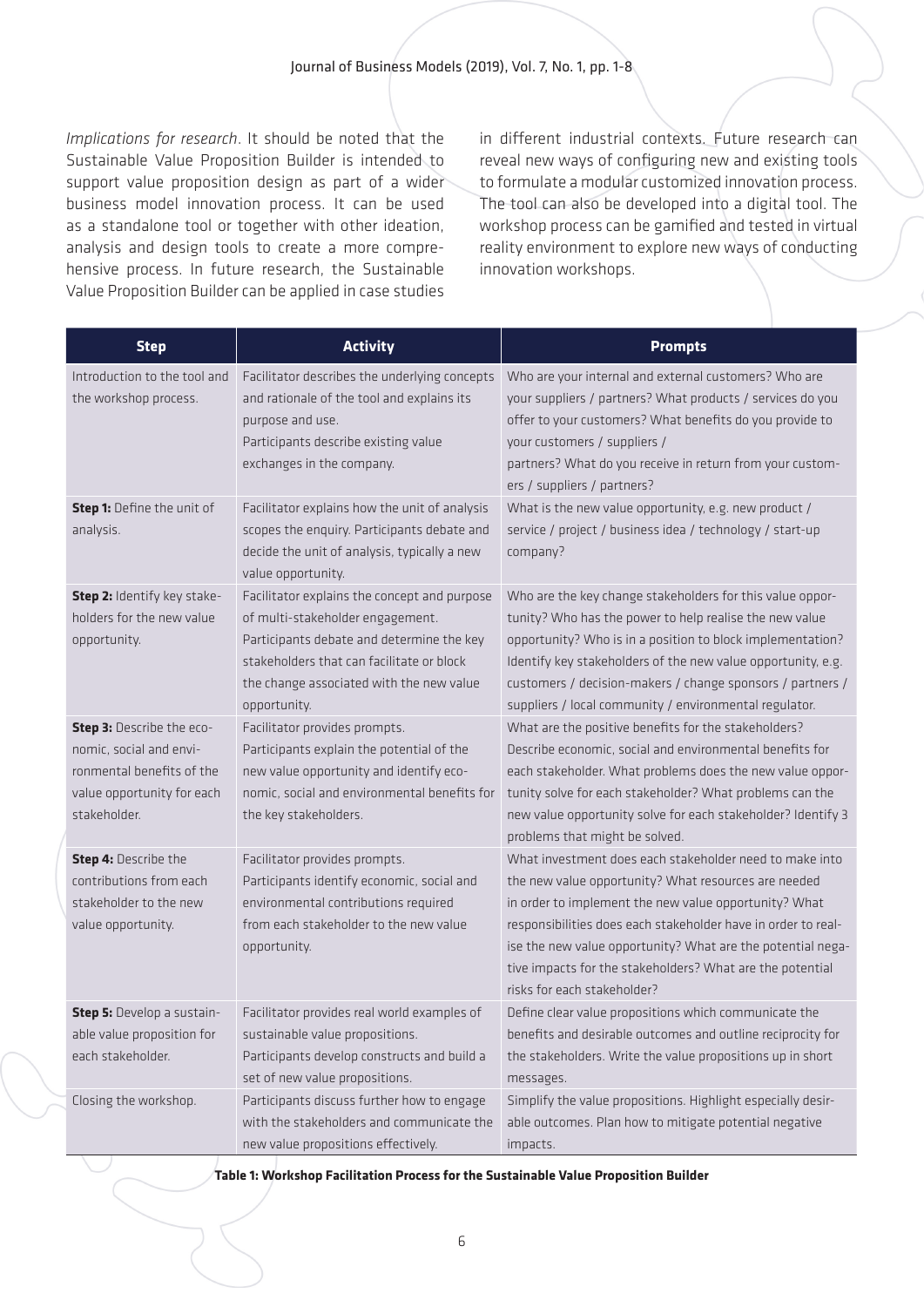*Implications for research*. It should be noted that the Sustainable Value Proposition Builder is intended to support value proposition design as part of a wider business model innovation process. It can be used as a standalone tool or together with other ideation, analysis and design tools to create a more comprehensive process. In future research, the Sustainable Value Proposition Builder can be applied in case studies in different industrial contexts. Future research can reveal new ways of configuring new and existing tools to formulate a modular customized innovation process. The tool can also be developed into a digital tool. The workshop process can be gamified and tested in virtual reality environment to explore new ways of conducting innovation workshops.

| Step | Activity | Prompts |
|---|---|---|
| Introduction to the tool and the workshop process. | Facilitator describes the underlying concepts and rationale of the tool and explains its purpose and use. Participants describe existing value exchanges in the company. | Who are your internal and external customers? Who are your suppliers / partners? What products / services do you offer to your customers? What benefits do you provide to your customers / suppliers / partners? What do you receive in return from your customers / suppliers / partners? |
| **Step 1:** Define the unit of analysis. | Facilitator explains how the unit of analysis scopes the enquiry. Participants debate and decide the unit of analysis, typically a new value opportunity. | What is the new value opportunity, e.g. new product / service / project / business idea / technology / start-up company? |
| **Step 2:** Identify key stakeholders for the new value opportunity. | Facilitator explains the concept and purpose of multi-stakeholder engagement. Participants debate and determine the key stakeholders that can facilitate or block the change associated with the new value opportunity. | Who are the key change stakeholders for this value opportunity? Who has the power to help realise the new value opportunity? Who is in a position to block implementation? Identify key stakeholders of the new value opportunity, e.g. customers / decision-makers / change sponsors / partners / suppliers / local community / environmental regulator. |
| **Step 3:** Describe the economic, social and environmental benefits of the value opportunity for each stakeholder. | Facilitator provides prompts. Participants explain the potential of the new value opportunity and identify economic, social and environmental benefits for the key stakeholders. | What are the positive benefits for the stakeholders? Describe economic, social and environmental benefits for each stakeholder. What problems does the new value opportunity solve for each stakeholder? What problems can the new value opportunity solve for each stakeholder? Identify 3 problems that might be solved. |
| **Step 4:** Describe the contributions from each stakeholder to the new value opportunity. | Facilitator provides prompts. Participants identify economic, social and environmental contributions required from each stakeholder to the new value opportunity. | What investment does each stakeholder need to make into the new value opportunity? What resources are needed in order to implement the new value opportunity? What responsibilities does each stakeholder have in order to realise the new value opportunity? What are the potential negative impacts for the stakeholders? What are the potential risks for each stakeholder? |
| **Step 5:** Develop a sustainable value proposition for each stakeholder. | Facilitator provides real world examples of sustainable value propositions. Participants develop constructs and build a set of new value propositions. | Define clear value propositions which communicate the benefits and desirable outcomes and outline reciprocity for the stakeholders. Write the value propositions up in short messages. |
| Closing the workshop. | Participants discuss further how to engage with the stakeholders and communicate the new value propositions effectively. | Simplify the value propositions. Highlight especially desirable outcomes. Plan how to mitigate potential negative impacts. |

**Table 1: Workshop Facilitation Process for the Sustainable Value Proposition Builder**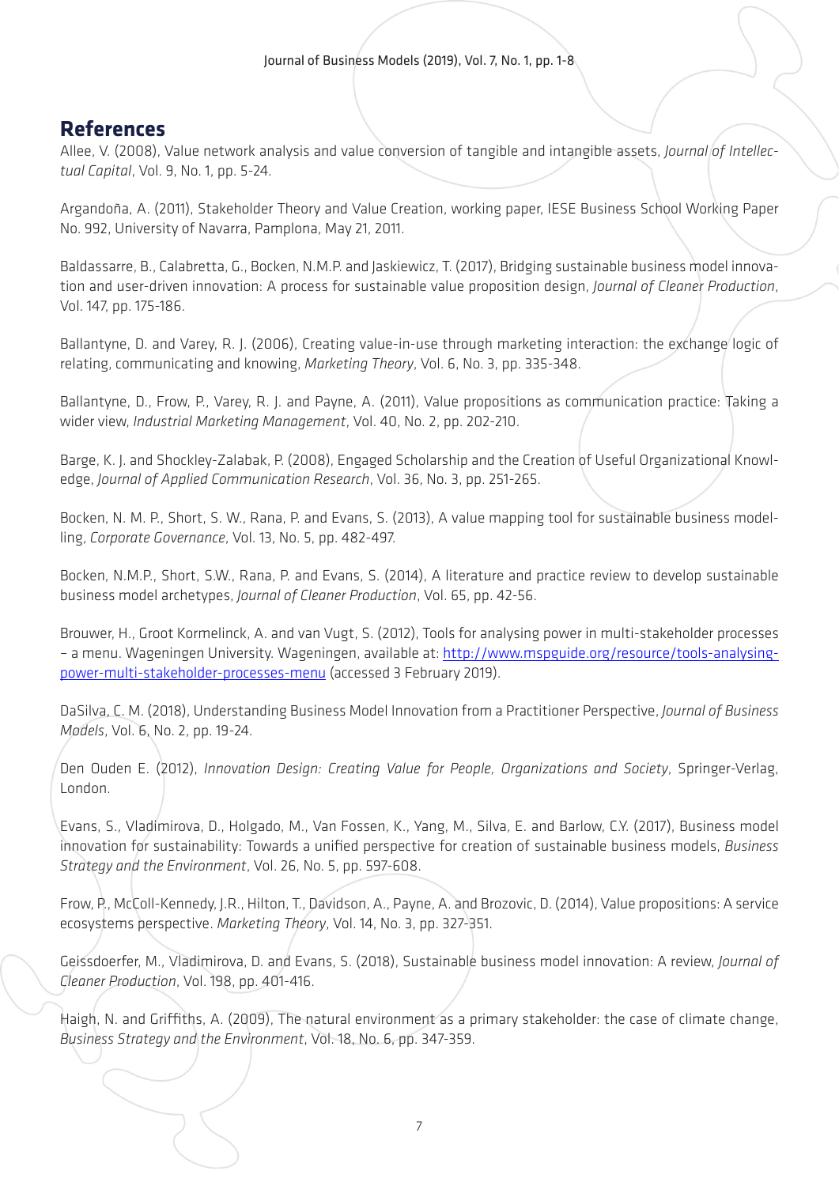## References

Allee, V. (2008), Value network analysis and value conversion of tangible and intangible assets, *Journal of Intellectual Capital*, Vol. 9, No. 1, pp. 5-24.

Argandoña, A. (2011), Stakeholder Theory and Value Creation, working paper, IESE Business School Working Paper No. 992, University of Navarra, Pamplona, May 21, 2011.

Baldassarre, B., Calabretta, G., Bocken, N.M.P. and Jaskiewicz, T. (2017), Bridging sustainable business model innovation and user-driven innovation: A process for sustainable value proposition design, *Journal of Cleaner Production*, Vol. 147, pp. 175-186.

Ballantyne, D. and Varey, R. J. (2006), Creating value-in-use through marketing interaction: the exchange logic of relating, communicating and knowing, *Marketing Theory*, Vol. 6, No. 3, pp. 335-348.

Ballantyne, D., Frow, P., Varey, R. J. and Payne, A. (2011), Value propositions as communication practice: Taking a wider view, *Industrial Marketing Management*, Vol. 40, No. 2, pp. 202-210.

Barge, K. J. and Shockley-Zalabak, P. (2008), Engaged Scholarship and the Creation of Useful Organizational Knowledge, *Journal of Applied Communication Research*, Vol. 36, No. 3, pp. 251-265.

Bocken, N. M. P., Short, S. W., Rana, P. and Evans, S. (2013), A value mapping tool for sustainable business modelling, *Corporate Governance*, Vol. 13, No. 5, pp. 482-497.

Bocken, N.M.P., Short, S.W., Rana, P. and Evans, S. (2014), A literature and practice review to develop sustainable business model archetypes, *Journal of Cleaner Production*, Vol. 65, pp. 42-56.

Brouwer, H., Groot Kormelinck, A. and van Vugt, S. (2012), Tools for analysing power in multi-stakeholder processes – a menu. Wageningen University. Wageningen, available at: [http://www.mspguide.org/resource/tools-analysing-power-multi-stakeholder-processes-menu](http://www.mspguide.org/resource/tools-analysing-power-multi-stakeholder-processes-menu) (accessed 3 February 2019).

DaSilva, C. M. (2018), Understanding Business Model Innovation from a Practitioner Perspective, *Journal of Business Models*, Vol. 6, No. 2, pp. 19-24.

Den Ouden E. (2012), *Innovation Design: Creating Value for People, Organizations and Society*, Springer-Verlag, London.

Evans, S., Vladimirova, D., Holgado, M., Van Fossen, K., Yang, M., Silva, E. and Barlow, C.Y. (2017), Business model innovation for sustainability: Towards a unified perspective for creation of sustainable business models, *Business Strategy and the Environment*, Vol. 26, No. 5, pp. 597-608.

Frow, P., McColl-Kennedy, J.R., Hilton, T., Davidson, A., Payne, A. and Brozovic, D. (2014), Value propositions: A service ecosystems perspective. *Marketing Theory*, Vol. 14, No. 3, pp. 327-351.

Geissdoerfer, M., Vladimirova, D. and Evans, S. (2018), Sustainable business model innovation: A review, *Journal of Cleaner Production*, Vol. 198, pp. 401-416.

Haigh, N. and Griffiths, A. (2009), The natural environment as a primary stakeholder: the case of climate change, *Business Strategy and the Environment*, Vol. 18, No. 6, pp. 347-359.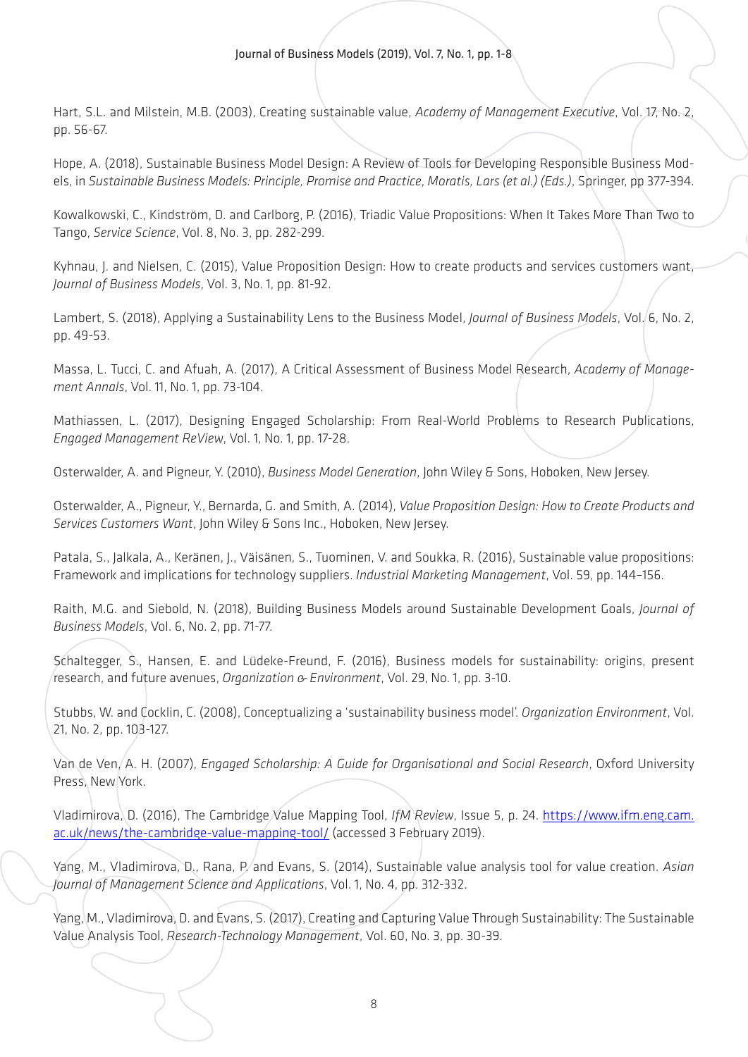Hart, S.L. and Milstein, M.B. (2003), Creating sustainable value, *Academy of Management Executive*, Vol. 17, No. 2, pp. 56-67.

Hope, A. (2018), Sustainable Business Model Design: A Review of Tools for Developing Responsible Business Models, in *Sustainable Business Models: Principle, Promise and Practice*, *Moratis, Lars (et al.) (Eds.)*, Springer, pp 377-394.

Kowalkowski, C., Kindström, D. and Carlborg, P. (2016), Triadic Value Propositions: When It Takes More Than Two to Tango, *Service Science*, Vol. 8, No. 3, pp. 282-299.

Kyhnau, J. and Nielsen, C. (2015), Value Proposition Design: How to create products and services customers want, *Journal of Business Models*, Vol. 3, No. 1, pp. 81-92.

Lambert, S. (2018), Applying a Sustainability Lens to the Business Model, *Journal of Business Models*, Vol. 6, No. 2, pp. 49-53.

Massa, L. Tucci, C. and Afuah, A. (2017), A Critical Assessment of Business Model Research, *Academy of Management Annals*, Vol. 11, No. 1, pp. 73-104.

Mathiassen, L. (2017), Designing Engaged Scholarship: From Real-World Problems to Research Publications, *Engaged Management ReView*, Vol. 1, No. 1, pp. 17-28.

Osterwalder, A. and Pigneur, Y. (2010), *Business Model Generation*, John Wiley & Sons, Hoboken, New Jersey.

Osterwalder, A., Pigneur, Y., Bernarda, G. and Smith, A. (2014), *Value Proposition Design: How to Create Products and Services Customers Want*, John Wiley & Sons Inc., Hoboken, New Jersey.

Patala, S., Jalkala, A., Keränen, J., Väisänen, S., Tuominen, V. and Soukka, R. (2016), Sustainable value propositions: Framework and implications for technology suppliers. *Industrial Marketing Management*, Vol. 59, pp. 144–156.

Raith, M.G. and Siebold, N. (2018), Building Business Models around Sustainable Development Goals, *Journal of Business Models*, Vol. 6, No. 2, pp. 71-77.

Schaltegger, S., Hansen, E. and Lüdeke-Freund, F. (2016), Business models for sustainability: origins, present research, and future avenues, *Organization & Environment*, Vol. 29, No. 1, pp. 3-10.

Stubbs, W. and Cocklin, C. (2008), Conceptualizing a 'sustainability business model'. *Organization Environment*, Vol. 21, No. 2, pp. 103-127.

Van de Ven, A. H. (2007), *Engaged Scholarship: A Guide for Organisational and Social Research*, Oxford University Press, New York.

Vladimirova, D. (2016), The Cambridge Value Mapping Tool, *IfM Review*, Issue 5, p. 24. https://www.ifm.eng.cam.ac.uk/news/the-cambridge-value-mapping-tool/ (accessed 3 February 2019).

Yang, M., Vladimirova, D., Rana, P. and Evans, S. (2014), Sustainable value analysis tool for value creation. *Asian Journal of Management Science and Applications*, Vol. 1, No. 4, pp. 312-332.

Yang, M., Vladimirova, D. and Evans, S. (2017), Creating and Capturing Value Through Sustainability: The Sustainable Value Analysis Tool, *Research-Technology Management*, Vol. 60, No. 3, pp. 30-39.